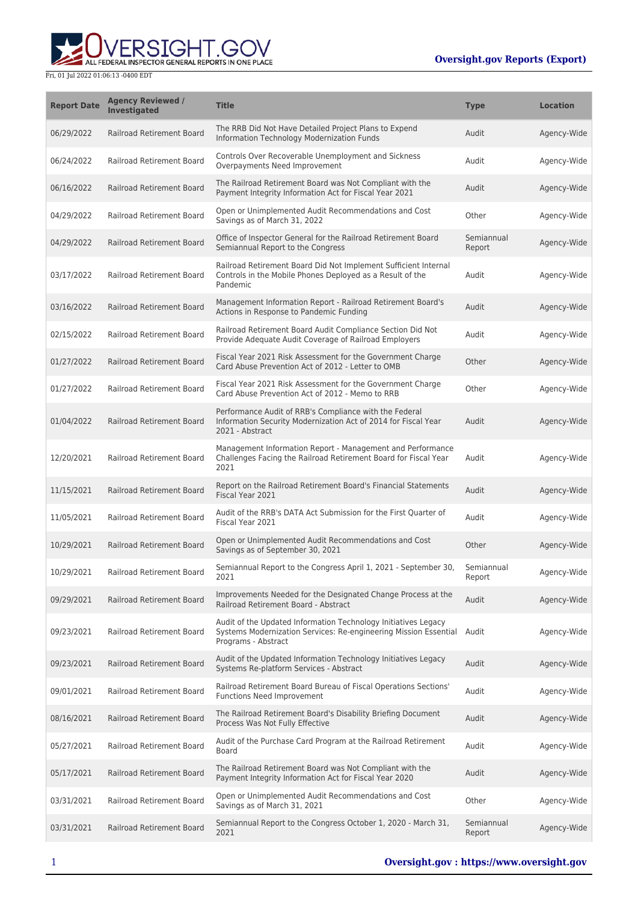Fri, 01 Jul 2022 01:06:13 -0400 EDT

**Oversight.gov Reports (Export)**

| Report Date | Agency Reviewed / Investigated | Title | Type | Location |
| --- | --- | --- | --- | --- |
| 06/29/2022 | Railroad Retirement Board | The RRB Did Not Have Detailed Project Plans to Expend Information Technology Modernization Funds | Audit | Agency-Wide |
| 06/24/2022 | Railroad Retirement Board | Controls Over Recoverable Unemployment and Sickness Overpayments Need Improvement | Audit | Agency-Wide |
| 06/16/2022 | Railroad Retirement Board | The Railroad Retirement Board was Not Compliant with the Payment Integrity Information Act for Fiscal Year 2021 | Audit | Agency-Wide |
| 04/29/2022 | Railroad Retirement Board | Open or Unimplemented Audit Recommendations and Cost Savings as of March 31, 2022 | Other | Agency-Wide |
| 04/29/2022 | Railroad Retirement Board | Office of Inspector General for the Railroad Retirement Board Semiannual Report to the Congress | Semiannual Report | Agency-Wide |
| 03/17/2022 | Railroad Retirement Board | Railroad Retirement Board Did Not Implement Sufficient Internal Controls in the Mobile Phones Deployed as a Result of the Pandemic | Audit | Agency-Wide |
| 03/16/2022 | Railroad Retirement Board | Management Information Report - Railroad Retirement Board's Actions in Response to Pandemic Funding | Audit | Agency-Wide |
| 02/15/2022 | Railroad Retirement Board | Railroad Retirement Board Audit Compliance Section Did Not Provide Adequate Audit Coverage of Railroad Employers | Audit | Agency-Wide |
| 01/27/2022 | Railroad Retirement Board | Fiscal Year 2021 Risk Assessment for the Government Charge Card Abuse Prevention Act of 2012 - Letter to OMB | Other | Agency-Wide |
| 01/27/2022 | Railroad Retirement Board | Fiscal Year 2021 Risk Assessment for the Government Charge Card Abuse Prevention Act of 2012 - Memo to RRB | Other | Agency-Wide |
| 01/04/2022 | Railroad Retirement Board | Performance Audit of RRB's Compliance with the Federal Information Security Modernization Act of 2014 for Fiscal Year 2021 - Abstract | Audit | Agency-Wide |
| 12/20/2021 | Railroad Retirement Board | Management Information Report - Management and Performance Challenges Facing the Railroad Retirement Board for Fiscal Year 2021 | Audit | Agency-Wide |
| 11/15/2021 | Railroad Retirement Board | Report on the Railroad Retirement Board's Financial Statements Fiscal Year 2021 | Audit | Agency-Wide |
| 11/05/2021 | Railroad Retirement Board | Audit of the RRB's DATA Act Submission for the First Quarter of Fiscal Year 2021 | Audit | Agency-Wide |
| 10/29/2021 | Railroad Retirement Board | Open or Unimplemented Audit Recommendations and Cost Savings as of September 30, 2021 | Other | Agency-Wide |
| 10/29/2021 | Railroad Retirement Board | Semiannual Report to the Congress April 1, 2021 - September 30, 2021 | Semiannual Report | Agency-Wide |
| 09/29/2021 | Railroad Retirement Board | Improvements Needed for the Designated Change Process at the Railroad Retirement Board - Abstract | Audit | Agency-Wide |
| 09/23/2021 | Railroad Retirement Board | Audit of the Updated Information Technology Initiatives Legacy Systems Modernization Services: Re-engineering Mission Essential Programs - Abstract | Audit | Agency-Wide |
| 09/23/2021 | Railroad Retirement Board | Audit of the Updated Information Technology Initiatives Legacy Systems Re-platform Services - Abstract | Audit | Agency-Wide |
| 09/01/2021 | Railroad Retirement Board | Railroad Retirement Board Bureau of Fiscal Operations Sections' Functions Need Improvement | Audit | Agency-Wide |
| 08/16/2021 | Railroad Retirement Board | The Railroad Retirement Board's Disability Briefing Document Process Was Not Fully Effective | Audit | Agency-Wide |
| 05/27/2021 | Railroad Retirement Board | Audit of the Purchase Card Program at the Railroad Retirement Board | Audit | Agency-Wide |
| 05/17/2021 | Railroad Retirement Board | The Railroad Retirement Board was Not Compliant with the Payment Integrity Information Act for Fiscal Year 2020 | Audit | Agency-Wide |
| 03/31/2021 | Railroad Retirement Board | Open or Unimplemented Audit Recommendations and Cost Savings as of March 31, 2021 | Other | Agency-Wide |
| 03/31/2021 | Railroad Retirement Board | Semiannual Report to the Congress October 1, 2020 - March 31, 2021 | Semiannual Report | Agency-Wide |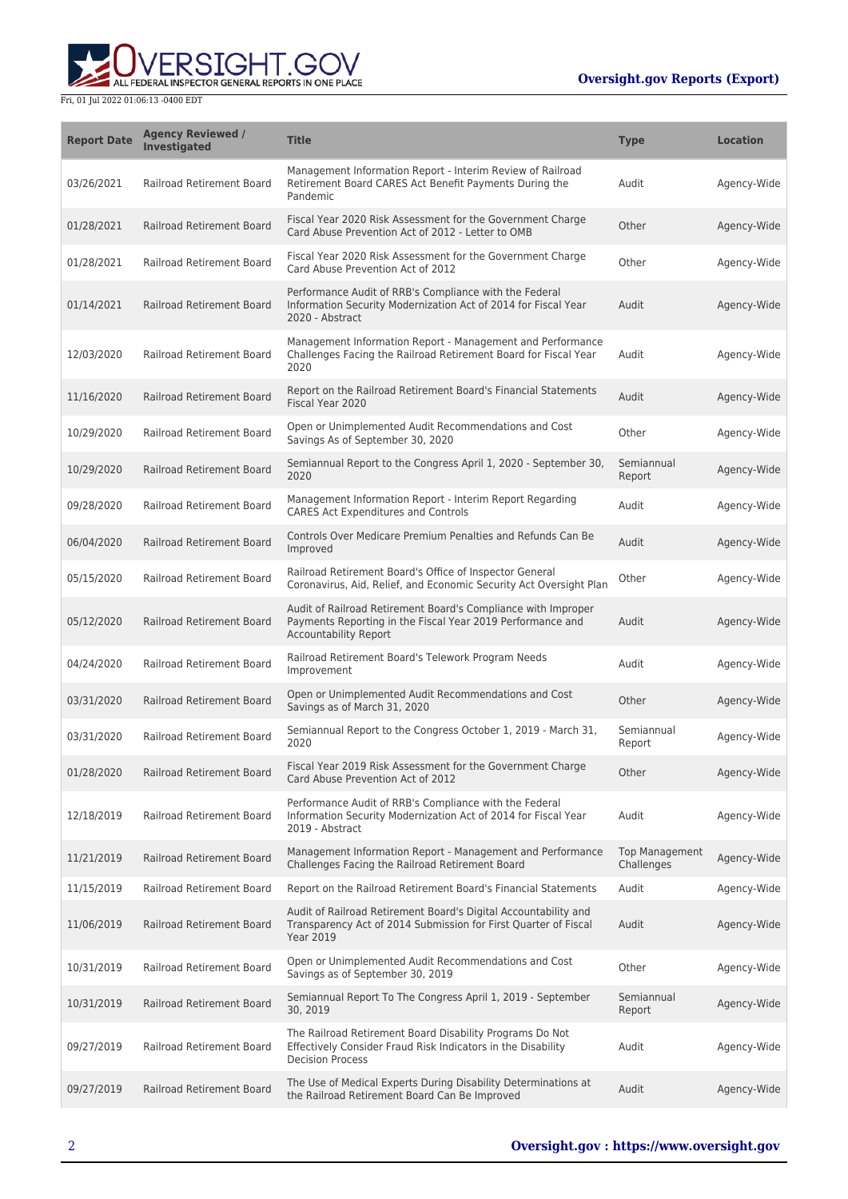| Report Date | Agency Reviewed / Investigated | Title | Type | Location |
| --- | --- | --- | --- | --- |
| 03/26/2021 | Railroad Retirement Board | Management Information Report - Interim Review of Railroad Retirement Board CARES Act Benefit Payments During the Pandemic | Audit | Agency-Wide |
| 01/28/2021 | Railroad Retirement Board | Fiscal Year 2020 Risk Assessment for the Government Charge Card Abuse Prevention Act of 2012 - Letter to OMB | Other | Agency-Wide |
| 01/28/2021 | Railroad Retirement Board | Fiscal Year 2020 Risk Assessment for the Government Charge Card Abuse Prevention Act of 2012 | Other | Agency-Wide |
| 01/14/2021 | Railroad Retirement Board | Performance Audit of RRB's Compliance with the Federal Information Security Modernization Act of 2014 for Fiscal Year 2020 - Abstract | Audit | Agency-Wide |
| 12/03/2020 | Railroad Retirement Board | Management Information Report - Management and Performance Challenges Facing the Railroad Retirement Board for Fiscal Year 2020 | Audit | Agency-Wide |
| 11/16/2020 | Railroad Retirement Board | Report on the Railroad Retirement Board's Financial Statements Fiscal Year 2020 | Audit | Agency-Wide |
| 10/29/2020 | Railroad Retirement Board | Open or Unimplemented Audit Recommendations and Cost Savings As of September 30, 2020 | Other | Agency-Wide |
| 10/29/2020 | Railroad Retirement Board | Semiannual Report to the Congress April 1, 2020 - September 30, 2020 | Semiannual Report | Agency-Wide |
| 09/28/2020 | Railroad Retirement Board | Management Information Report - Interim Report Regarding CARES Act Expenditures and Controls | Audit | Agency-Wide |
| 06/04/2020 | Railroad Retirement Board | Controls Over Medicare Premium Penalties and Refunds Can Be Improved | Audit | Agency-Wide |
| 05/15/2020 | Railroad Retirement Board | Railroad Retirement Board's Office of Inspector General Coronavirus, Aid, Relief, and Economic Security Act Oversight Plan | Other | Agency-Wide |
| 05/12/2020 | Railroad Retirement Board | Audit of Railroad Retirement Board's Compliance with Improper Payments Reporting in the Fiscal Year 2019 Performance and Accountability Report | Audit | Agency-Wide |
| 04/24/2020 | Railroad Retirement Board | Railroad Retirement Board's Telework Program Needs Improvement | Audit | Agency-Wide |
| 03/31/2020 | Railroad Retirement Board | Open or Unimplemented Audit Recommendations and Cost Savings as of March 31, 2020 | Other | Agency-Wide |
| 03/31/2020 | Railroad Retirement Board | Semiannual Report to the Congress October 1, 2019 - March 31, 2020 | Semiannual Report | Agency-Wide |
| 01/28/2020 | Railroad Retirement Board | Fiscal Year 2019 Risk Assessment for the Government Charge Card Abuse Prevention Act of 2012 | Other | Agency-Wide |
| 12/18/2019 | Railroad Retirement Board | Performance Audit of RRB's Compliance with the Federal Information Security Modernization Act of 2014 for Fiscal Year 2019 - Abstract | Audit | Agency-Wide |
| 11/21/2019 | Railroad Retirement Board | Management Information Report - Management and Performance Challenges Facing the Railroad Retirement Board | Top Management Challenges | Agency-Wide |
| 11/15/2019 | Railroad Retirement Board | Report on the Railroad Retirement Board's Financial Statements | Audit | Agency-Wide |
| 11/06/2019 | Railroad Retirement Board | Audit of Railroad Retirement Board's Digital Accountability and Transparency Act of 2014 Submission for First Quarter of Fiscal Year 2019 | Audit | Agency-Wide |
| 10/31/2019 | Railroad Retirement Board | Open or Unimplemented Audit Recommendations and Cost Savings as of September 30, 2019 | Other | Agency-Wide |
| 10/31/2019 | Railroad Retirement Board | Semiannual Report To The Congress April 1, 2019 - September 30, 2019 | Semiannual Report | Agency-Wide |
| 09/27/2019 | Railroad Retirement Board | The Railroad Retirement Board Disability Programs Do Not Effectively Consider Fraud Risk Indicators in the Disability Decision Process | Audit | Agency-Wide |
| 09/27/2019 | Railroad Retirement Board | The Use of Medical Experts During Disability Determinations at the Railroad Retirement Board Can Be Improved | Audit | Agency-Wide |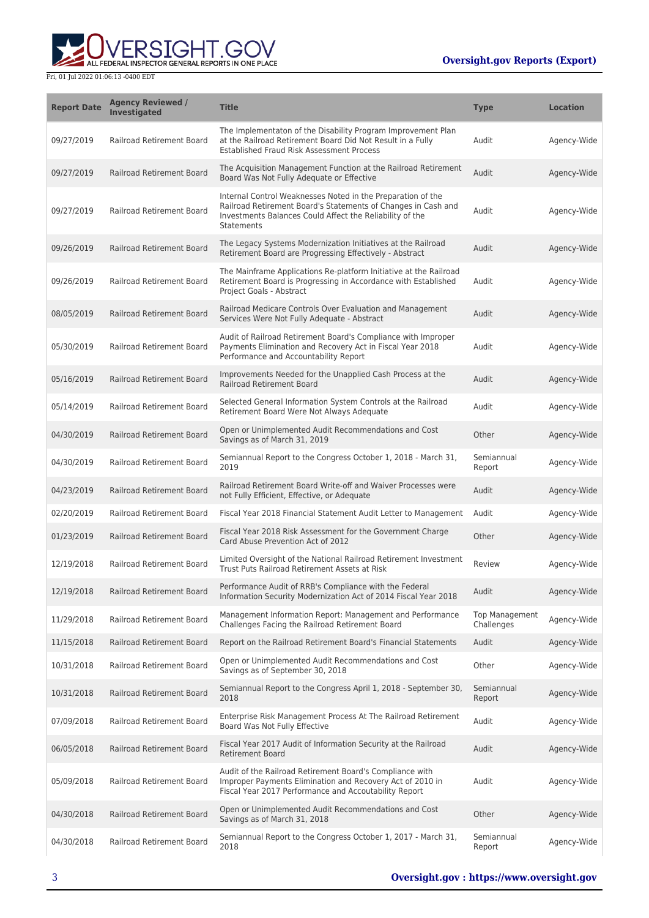| Report Date | Agency Reviewed / Investigated | Title | Type | Location |
|---|---|---|---|---|
| 09/27/2019 | Railroad Retirement Board | The Implementaton of the Disability Program Improvement Plan at the Railroad Retirement Board Did Not Result in a Fully Established Fraud Risk Assessment Process | Audit | Agency-Wide |
| 09/27/2019 | Railroad Retirement Board | The Acquisition Management Function at the Railroad Retirement Board Was Not Fully Adequate or Effective | Audit | Agency-Wide |
| 09/27/2019 | Railroad Retirement Board | Internal Control Weaknesses Noted in the Preparation of the Railroad Retirement Board's Statements of Changes in Cash and Investments Balances Could Affect the Reliability of the Statements | Audit | Agency-Wide |
| 09/26/2019 | Railroad Retirement Board | The Legacy Systems Modernization Initiatives at the Railroad Retirement Board are Progressing Effectively - Abstract | Audit | Agency-Wide |
| 09/26/2019 | Railroad Retirement Board | The Mainframe Applications Re-platform Initiative at the Railroad Retirement Board is Progressing in Accordance with Established Project Goals - Abstract | Audit | Agency-Wide |
| 08/05/2019 | Railroad Retirement Board | Railroad Medicare Controls Over Evaluation and Management Services Were Not Fully Adequate - Abstract | Audit | Agency-Wide |
| 05/30/2019 | Railroad Retirement Board | Audit of Railroad Retirement Board's Compliance with Improper Payments Elimination and Recovery Act in Fiscal Year 2018 Performance and Accountability Report | Audit | Agency-Wide |
| 05/16/2019 | Railroad Retirement Board | Improvements Needed for the Unapplied Cash Process at the Railroad Retirement Board | Audit | Agency-Wide |
| 05/14/2019 | Railroad Retirement Board | Selected General Information System Controls at the Railroad Retirement Board Were Not Always Adequate | Audit | Agency-Wide |
| 04/30/2019 | Railroad Retirement Board | Open or Unimplemented Audit Recommendations and Cost Savings as of March 31, 2019 | Other | Agency-Wide |
| 04/30/2019 | Railroad Retirement Board | Semiannual Report to the Congress October 1, 2018 - March 31, 2019 | Semiannual Report | Agency-Wide |
| 04/23/2019 | Railroad Retirement Board | Railroad Retirement Board Write-off and Waiver Processes were not Fully Efficient, Effective, or Adequate | Audit | Agency-Wide |
| 02/20/2019 | Railroad Retirement Board | Fiscal Year 2018 Financial Statement Audit Letter to Management | Audit | Agency-Wide |
| 01/23/2019 | Railroad Retirement Board | Fiscal Year 2018 Risk Assessment for the Government Charge Card Abuse Prevention Act of 2012 | Other | Agency-Wide |
| 12/19/2018 | Railroad Retirement Board | Limited Oversight of the National Railroad Retirement Investment Trust Puts Railroad Retirement Assets at Risk | Review | Agency-Wide |
| 12/19/2018 | Railroad Retirement Board | Performance Audit of RRB's Compliance with the Federal Information Security Modernization Act of 2014 Fiscal Year 2018 | Audit | Agency-Wide |
| 11/29/2018 | Railroad Retirement Board | Management Information Report: Management and Performance Challenges Facing the Railroad Retirement Board | Top Management Challenges | Agency-Wide |
| 11/15/2018 | Railroad Retirement Board | Report on the Railroad Retirement Board's Financial Statements | Audit | Agency-Wide |
| 10/31/2018 | Railroad Retirement Board | Open or Unimplemented Audit Recommendations and Cost Savings as of September 30, 2018 | Other | Agency-Wide |
| 10/31/2018 | Railroad Retirement Board | Semiannual Report to the Congress April 1, 2018 - September 30, 2018 | Semiannual Report | Agency-Wide |
| 07/09/2018 | Railroad Retirement Board | Enterprise Risk Management Process At The Railroad Retirement Board Was Not Fully Effective | Audit | Agency-Wide |
| 06/05/2018 | Railroad Retirement Board | Fiscal Year 2017 Audit of Information Security at the Railroad Retirement Board | Audit | Agency-Wide |
| 05/09/2018 | Railroad Retirement Board | Audit of the Railroad Retirement Board's Compliance with Improper Payments Elimination and Recovery Act of 2010 in Fiscal Year 2017 Performance and Accoutability Report | Audit | Agency-Wide |
| 04/30/2018 | Railroad Retirement Board | Open or Unimplemented Audit Recommendations and Cost Savings as of March 31, 2018 | Other | Agency-Wide |
| 04/30/2018 | Railroad Retirement Board | Semiannual Report to the Congress October 1, 2017 - March 31, 2018 | Semiannual Report | Agency-Wide |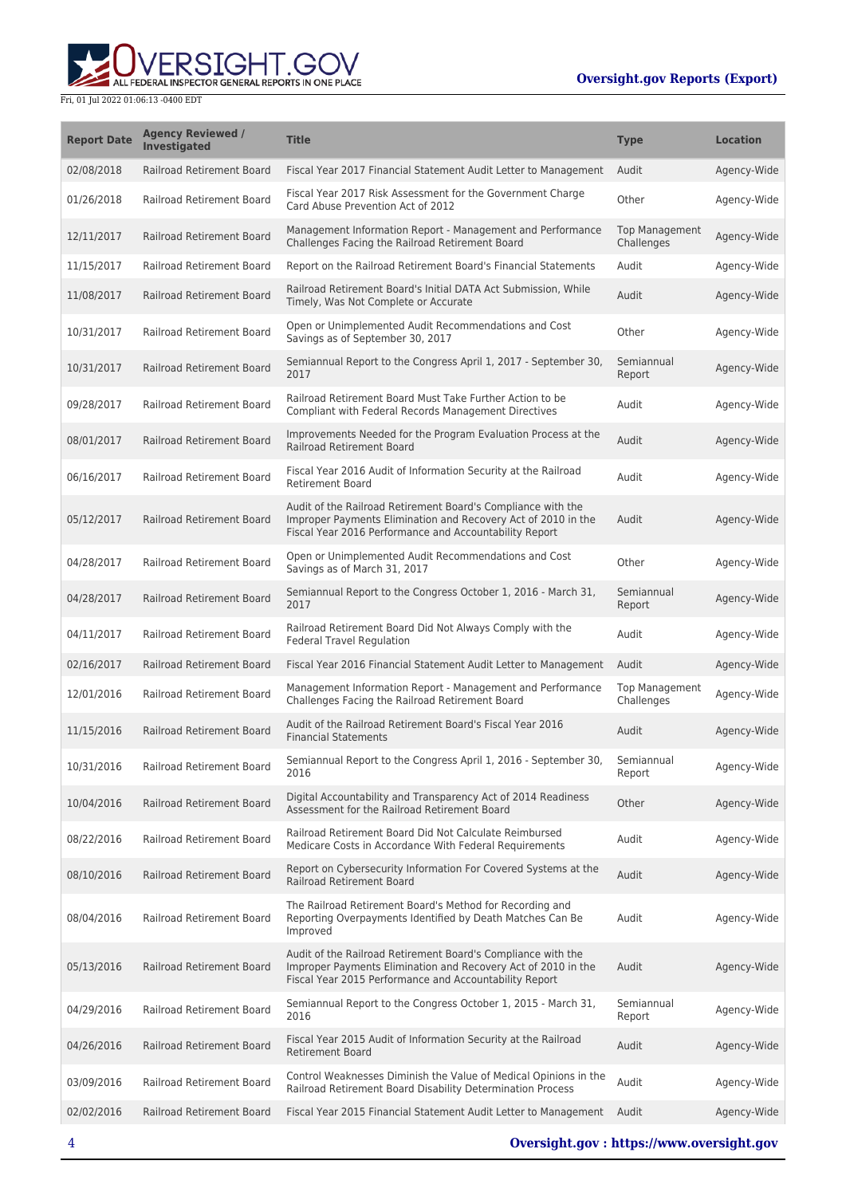| Report Date | Agency Reviewed / Investigated | Title | Type | Location |
|---|---|---|---|---|
| 02/08/2018 | Railroad Retirement Board | Fiscal Year 2017 Financial Statement Audit Letter to Management | Audit | Agency-Wide |
| 01/26/2018 | Railroad Retirement Board | Fiscal Year 2017 Risk Assessment for the Government Charge Card Abuse Prevention Act of 2012 | Other | Agency-Wide |
| 12/11/2017 | Railroad Retirement Board | Management Information Report - Management and Performance Challenges Facing the Railroad Retirement Board | Top Management Challenges | Agency-Wide |
| 11/15/2017 | Railroad Retirement Board | Report on the Railroad Retirement Board's Financial Statements | Audit | Agency-Wide |
| 11/08/2017 | Railroad Retirement Board | Railroad Retirement Board's Initial DATA Act Submission, While Timely, Was Not Complete or Accurate | Audit | Agency-Wide |
| 10/31/2017 | Railroad Retirement Board | Open or Unimplemented Audit Recommendations and Cost Savings as of September 30, 2017 | Other | Agency-Wide |
| 10/31/2017 | Railroad Retirement Board | Semiannual Report to the Congress April 1, 2017 - September 30, 2017 | Semiannual Report | Agency-Wide |
| 09/28/2017 | Railroad Retirement Board | Railroad Retirement Board Must Take Further Action to be Compliant with Federal Records Management Directives | Audit | Agency-Wide |
| 08/01/2017 | Railroad Retirement Board | Improvements Needed for the Program Evaluation Process at the Railroad Retirement Board | Audit | Agency-Wide |
| 06/16/2017 | Railroad Retirement Board | Fiscal Year 2016 Audit of Information Security at the Railroad Retirement Board | Audit | Agency-Wide |
| 05/12/2017 | Railroad Retirement Board | Audit of the Railroad Retirement Board's Compliance with the Improper Payments Elimination and Recovery Act of 2010 in the Fiscal Year 2016 Performance and Accountability Report | Audit | Agency-Wide |
| 04/28/2017 | Railroad Retirement Board | Open or Unimplemented Audit Recommendations and Cost Savings as of March 31, 2017 | Other | Agency-Wide |
| 04/28/2017 | Railroad Retirement Board | Semiannual Report to the Congress October 1, 2016 - March 31, 2017 | Semiannual Report | Agency-Wide |
| 04/11/2017 | Railroad Retirement Board | Railroad Retirement Board Did Not Always Comply with the Federal Travel Regulation | Audit | Agency-Wide |
| 02/16/2017 | Railroad Retirement Board | Fiscal Year 2016 Financial Statement Audit Letter to Management | Audit | Agency-Wide |
| 12/01/2016 | Railroad Retirement Board | Management Information Report - Management and Performance Challenges Facing the Railroad Retirement Board | Top Management Challenges | Agency-Wide |
| 11/15/2016 | Railroad Retirement Board | Audit of the Railroad Retirement Board's Fiscal Year 2016 Financial Statements | Audit | Agency-Wide |
| 10/31/2016 | Railroad Retirement Board | Semiannual Report to the Congress April 1, 2016 - September 30, 2016 | Semiannual Report | Agency-Wide |
| 10/04/2016 | Railroad Retirement Board | Digital Accountability and Transparency Act of 2014 Readiness Assessment for the Railroad Retirement Board | Other | Agency-Wide |
| 08/22/2016 | Railroad Retirement Board | Railroad Retirement Board Did Not Calculate Reimbursed Medicare Costs in Accordance With Federal Requirements | Audit | Agency-Wide |
| 08/10/2016 | Railroad Retirement Board | Report on Cybersecurity Information For Covered Systems at the Railroad Retirement Board | Audit | Agency-Wide |
| 08/04/2016 | Railroad Retirement Board | The Railroad Retirement Board's Method for Recording and Reporting Overpayments Identified by Death Matches Can Be Improved | Audit | Agency-Wide |
| 05/13/2016 | Railroad Retirement Board | Audit of the Railroad Retirement Board's Compliance with the Improper Payments Elimination and Recovery Act of 2010 in the Fiscal Year 2015 Performance and Accountability Report | Audit | Agency-Wide |
| 04/29/2016 | Railroad Retirement Board | Semiannual Report to the Congress October 1, 2015 - March 31, 2016 | Semiannual Report | Agency-Wide |
| 04/26/2016 | Railroad Retirement Board | Fiscal Year 2015 Audit of Information Security at the Railroad Retirement Board | Audit | Agency-Wide |
| 03/09/2016 | Railroad Retirement Board | Control Weaknesses Diminish the Value of Medical Opinions in the Railroad Retirement Board Disability Determination Process | Audit | Agency-Wide |
| 02/02/2016 | Railroad Retirement Board | Fiscal Year 2015 Financial Statement Audit Letter to Management | Audit | Agency-Wide |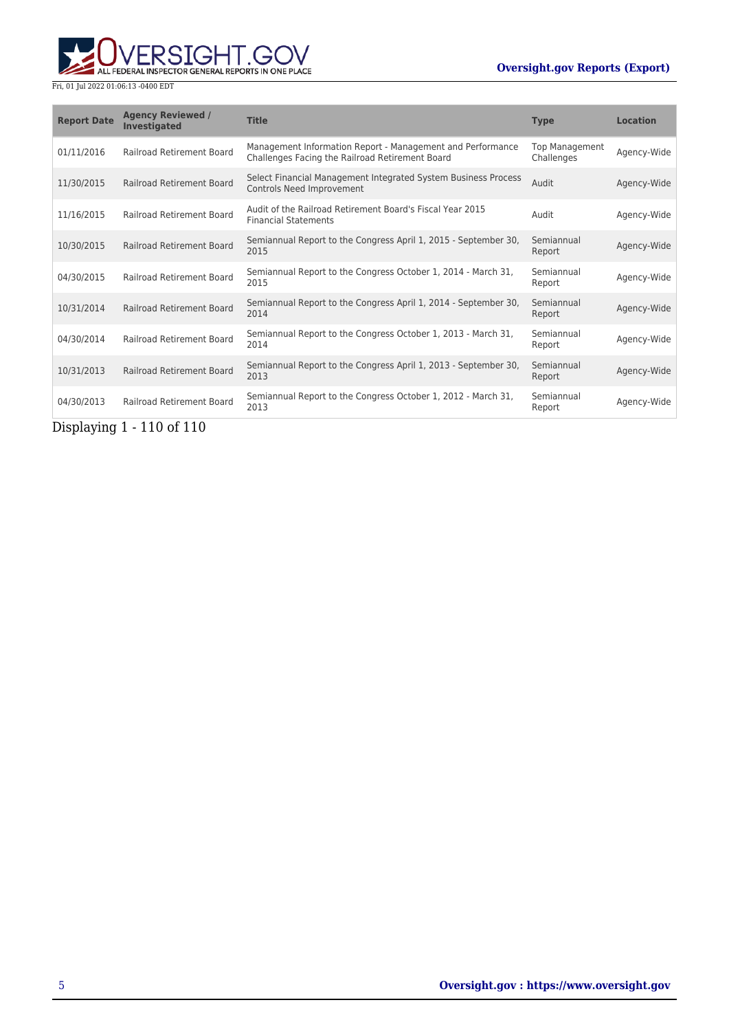| Report Date | Agency Reviewed / Investigated | Title | Type | Location |
| --- | --- | --- | --- | --- |
| 01/11/2016 | Railroad Retirement Board | Management Information Report - Management and Performance Challenges Facing the Railroad Retirement Board | Top Management Challenges | Agency-Wide |
| 11/30/2015 | Railroad Retirement Board | Select Financial Management Integrated System Business Process Controls Need Improvement | Audit | Agency-Wide |
| 11/16/2015 | Railroad Retirement Board | Audit of the Railroad Retirement Board's Fiscal Year 2015 Financial Statements | Audit | Agency-Wide |
| 10/30/2015 | Railroad Retirement Board | Semiannual Report to the Congress April 1, 2015 - September 30, 2015 | Semiannual Report | Agency-Wide |
| 04/30/2015 | Railroad Retirement Board | Semiannual Report to the Congress October 1, 2014 - March 31, 2015 | Semiannual Report | Agency-Wide |
| 10/31/2014 | Railroad Retirement Board | Semiannual Report to the Congress April 1, 2014 - September 30, 2014 | Semiannual Report | Agency-Wide |
| 04/30/2014 | Railroad Retirement Board | Semiannual Report to the Congress October 1, 2013 - March 31, 2014 | Semiannual Report | Agency-Wide |
| 10/31/2013 | Railroad Retirement Board | Semiannual Report to the Congress April 1, 2013 - September 30, 2013 | Semiannual Report | Agency-Wide |
| 04/30/2013 | Railroad Retirement Board | Semiannual Report to the Congress October 1, 2012 - March 31, 2013 | Semiannual Report | Agency-Wide |

Displaying 1 - 110 of 110